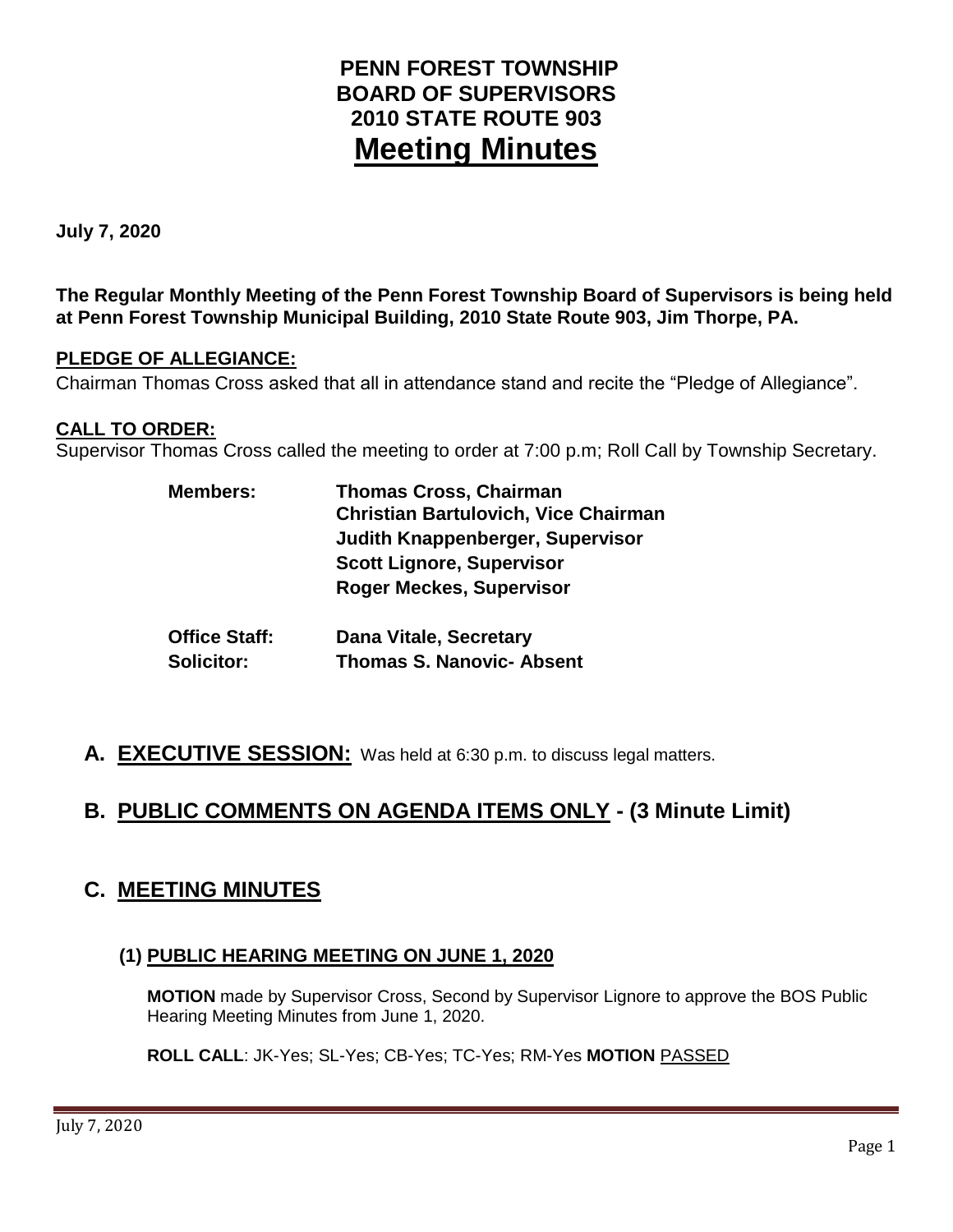# PENN FOREST TOWNSHIP
# BOARD OF SUPERVISORS
# 2010 STATE ROUTE 903
# Meeting Minutes

**July 7, 2020**

**The Regular Monthly Meeting of the Penn Forest Township Board of Supervisors is being held at Penn Forest Township Municipal Building, 2010 State Route 903, Jim Thorpe, PA.**

**PLEDGE OF ALLEGIANCE:**

Chairman Thomas Cross asked that all in attendance stand and recite the "Pledge of Allegiance".

**CALL TO ORDER:**

Supervisor Thomas Cross called the meeting to order at 7:00 p.m; Roll Call by Township Secretary.

| | |
|---|---|
| **Members:** | **Thomas Cross, Chairman** |
| | **Christian Bartulovich, Vice Chairman** |
| | **Judith Knappenberger, Supervisor** |
| | **Scott Lignore, Supervisor** |
| | **Roger Meckes, Supervisor** |
| **Office Staff:** | **Dana Vitale, Secretary** |
| **Solicitor:** | **Thomas S. Nanovic- Absent** |

## A. EXECUTIVE SESSION: Was held at 6:30 p.m. to discuss legal matters.

## B. PUBLIC COMMENTS ON AGENDA ITEMS ONLY - (3 Minute Limit)

## C. MEETING MINUTES

### (1) PUBLIC HEARING MEETING ON JUNE 1, 2020

**MOTION** made by Supervisor Cross, Second by Supervisor Lignore to approve the BOS Public Hearing Meeting Minutes from June 1, 2020.

**ROLL CALL**: JK-Yes; SL-Yes; CB-Yes; TC-Yes; RM-Yes **MOTION** PASSED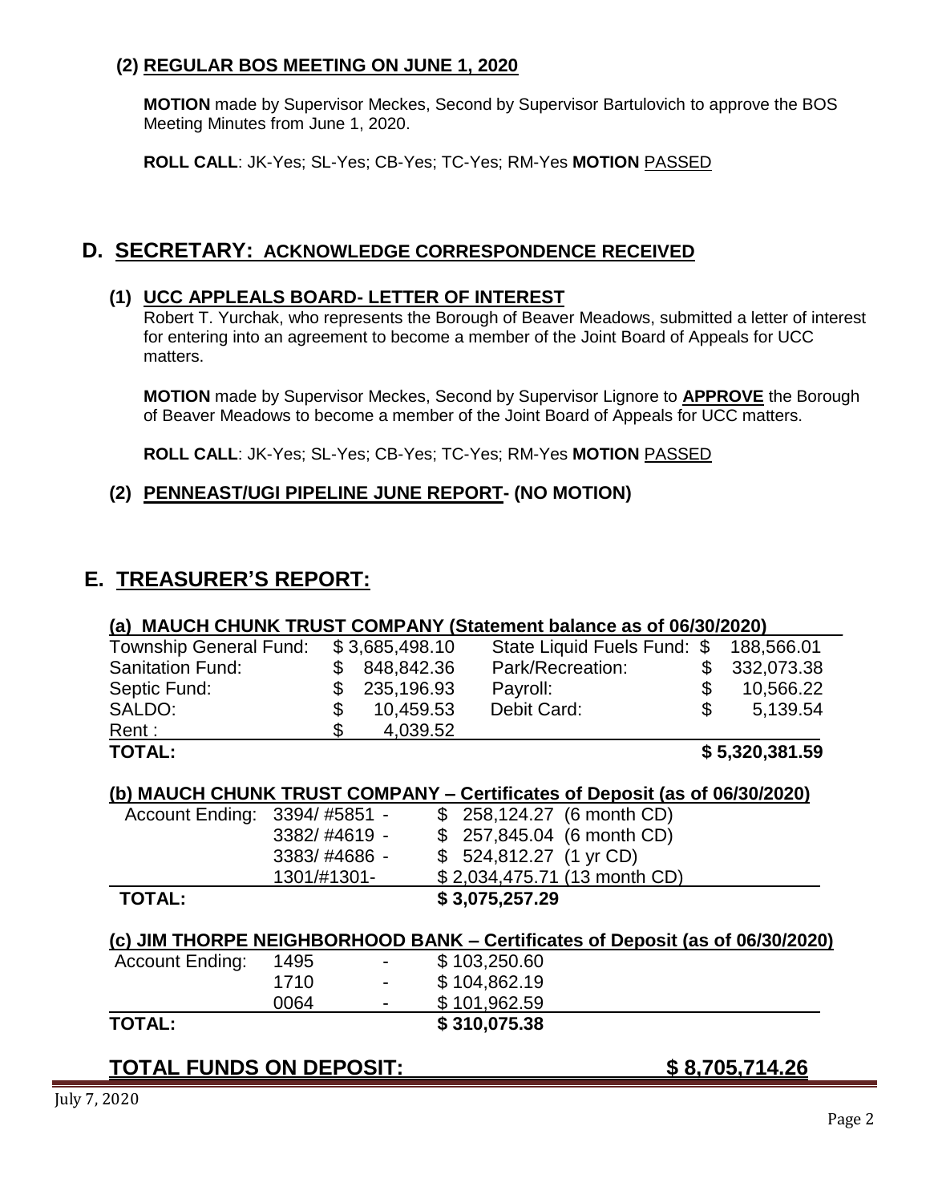**(2) REGULAR BOS MEETING ON JUNE 1, 2020**

**MOTION** made by Supervisor Meckes, Second by Supervisor Bartulovich to approve the BOS Meeting Minutes from June 1, 2020.

**ROLL CALL**: JK-Yes; SL-Yes; CB-Yes; TC-Yes; RM-Yes **MOTION** PASSED

## D. SECRETARY: ACKNOWLEDGE CORRESPONDENCE RECEIVED

**(1) UCC APPLEALS BOARD- LETTER OF INTEREST**

Robert T. Yurchak, who represents the Borough of Beaver Meadows, submitted a letter of interest for entering into an agreement to become a member of the Joint Board of Appeals for UCC matters.

**MOTION** made by Supervisor Meckes, Second by Supervisor Lignore to **APPROVE** the Borough of Beaver Meadows to become a member of the Joint Board of Appeals for UCC matters.

**ROLL CALL**: JK-Yes; SL-Yes; CB-Yes; TC-Yes; RM-Yes **MOTION** PASSED

**(2) PENNEAST/UGI PIPELINE JUNE REPORT- (NO MOTION)**

## E. TREASURER'S REPORT:

**(a) MAUCH CHUNK TRUST COMPANY (Statement balance as of 06/30/2020)**

| | | | |
|---|---|---|---|
| Township General Fund: | $ 3,685,498.10 | State Liquid Fuels Fund: | $ 188,566.01 |
| Sanitation Fund: | $ 848,842.36 | Park/Recreation: | $ 332,073.38 |
| Septic Fund: | $ 235,196.93 | Payroll: | $ 10,566.22 |
| SALDO: | $ 10,459.53 | Debit Card: | $ 5,139.54 |
| Rent : | $ 4,039.52 | | |
| **TOTAL:** | | | **$ 5,320,381.59** |

**(b) MAUCH CHUNK TRUST COMPANY – Certificates of Deposit (as of 06/30/2020)**

| | | |
|---|---|---|
| Account Ending: | 3394/ #5851 - | $ 258,124.27 (6 month CD) |
| | 3382/ #4619 - | $ 257,845.04 (6 month CD) |
| | 3383/ #4686 - | $ 524,812.27 (1 yr CD) |
| | 1301/#1301- | $ 2,034,475.71 (13 month CD) |
| **TOTAL:** | | **$ 3,075,257.29** |

**(c) JIM THORPE NEIGHBORHOOD BANK – Certificates of Deposit (as of 06/30/2020)**

| | | | |
|---|---|---|---|
| Account Ending: | 1495 | - | $ 103,250.60 |
| | 1710 | - | $ 104,862.19 |
| | 0064 | - | $ 101,962.59 |
| **TOTAL:** | | | **$ 310,075.38** |

**TOTAL FUNDS ON DEPOSIT: $ 8,705,714.26**

July 7, 2020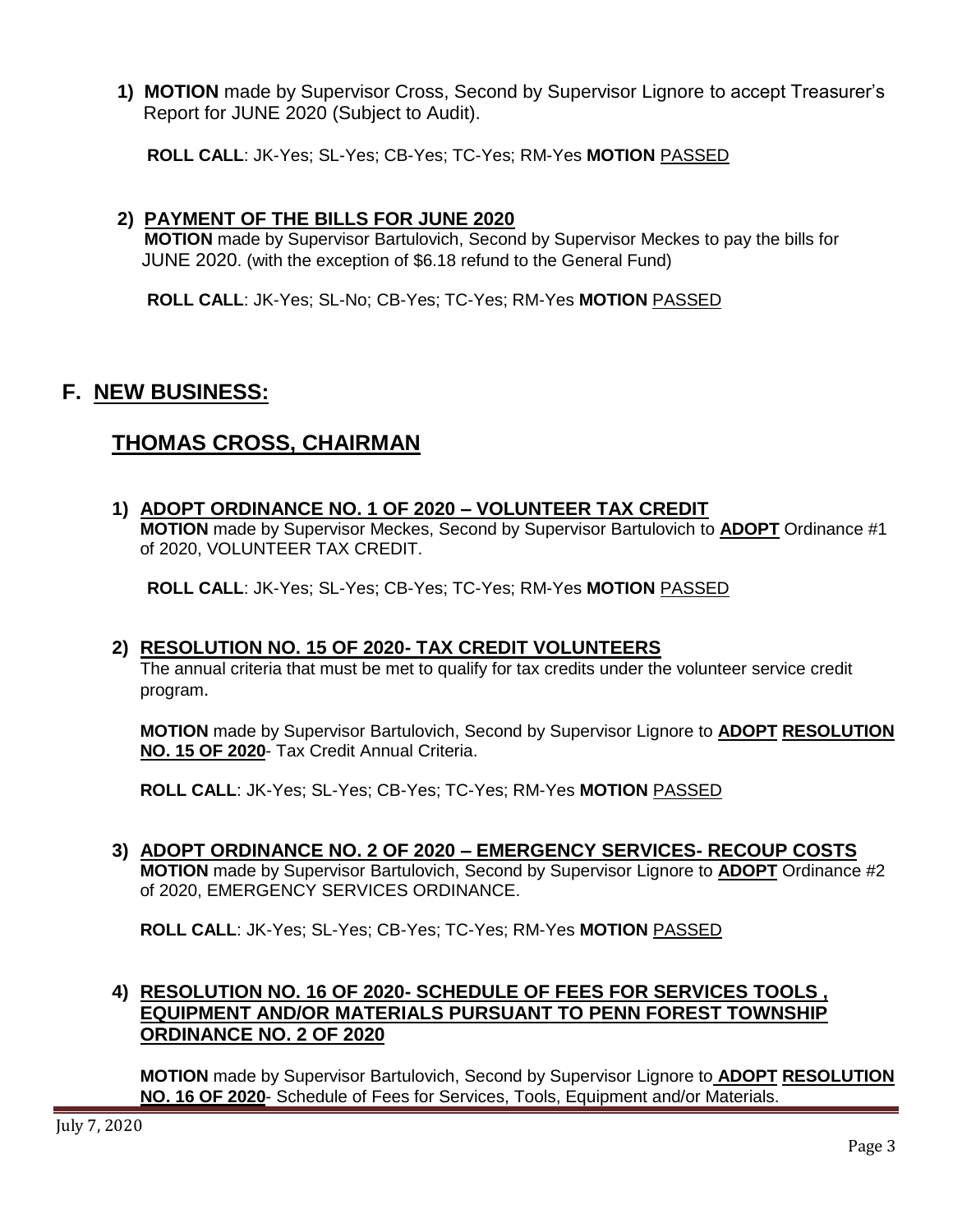1) **MOTION** made by Supervisor Cross, Second by Supervisor Lignore to accept Treasurer's Report for JUNE 2020 (Subject to Audit).

   **ROLL CALL**: JK-Yes; SL-Yes; CB-Yes; TC-Yes; RM-Yes **MOTION** PASSED

2) **PAYMENT OF THE BILLS FOR JUNE 2020**
   **MOTION** made by Supervisor Bartulovich, Second by Supervisor Meckes to pay the bills for JUNE 2020. (with the exception of $6.18 refund to the General Fund)

   **ROLL CALL**: JK-Yes; SL-No; CB-Yes; TC-Yes; RM-Yes **MOTION** PASSED

## F. NEW BUSINESS:

## THOMAS CROSS, CHAIRMAN

1) **ADOPT ORDINANCE NO. 1 OF 2020 – VOLUNTEER TAX CREDIT**
   **MOTION** made by Supervisor Meckes, Second by Supervisor Bartulovich to **ADOPT** Ordinance #1 of 2020, VOLUNTEER TAX CREDIT.

   **ROLL CALL**: JK-Yes; SL-Yes; CB-Yes; TC-Yes; RM-Yes **MOTION** PASSED

2) **RESOLUTION NO. 15 OF 2020- TAX CREDIT VOLUNTEERS**
   The annual criteria that must be met to qualify for tax credits under the volunteer service credit program.

   **MOTION** made by Supervisor Bartulovich, Second by Supervisor Lignore to **ADOPT RESOLUTION NO. 15 OF 2020**- Tax Credit Annual Criteria.

   **ROLL CALL**: JK-Yes; SL-Yes; CB-Yes; TC-Yes; RM-Yes **MOTION** PASSED

3) **ADOPT ORDINANCE NO. 2 OF 2020 – EMERGENCY SERVICES- RECOUP COSTS**
   **MOTION** made by Supervisor Bartulovich, Second by Supervisor Lignore to **ADOPT** Ordinance #2 of 2020, EMERGENCY SERVICES ORDINANCE.

   **ROLL CALL**: JK-Yes; SL-Yes; CB-Yes; TC-Yes; RM-Yes **MOTION** PASSED

4) **RESOLUTION NO. 16 OF 2020- SCHEDULE OF FEES FOR SERVICES TOOLS , EQUIPMENT AND/OR MATERIALS PURSUANT TO PENN FOREST TOWNSHIP ORDINANCE NO. 2 OF 2020**

   **MOTION** made by Supervisor Bartulovich, Second by Supervisor Lignore to **ADOPT RESOLUTION NO. 16 OF 2020**- Schedule of Fees for Services, Tools, Equipment and/or Materials.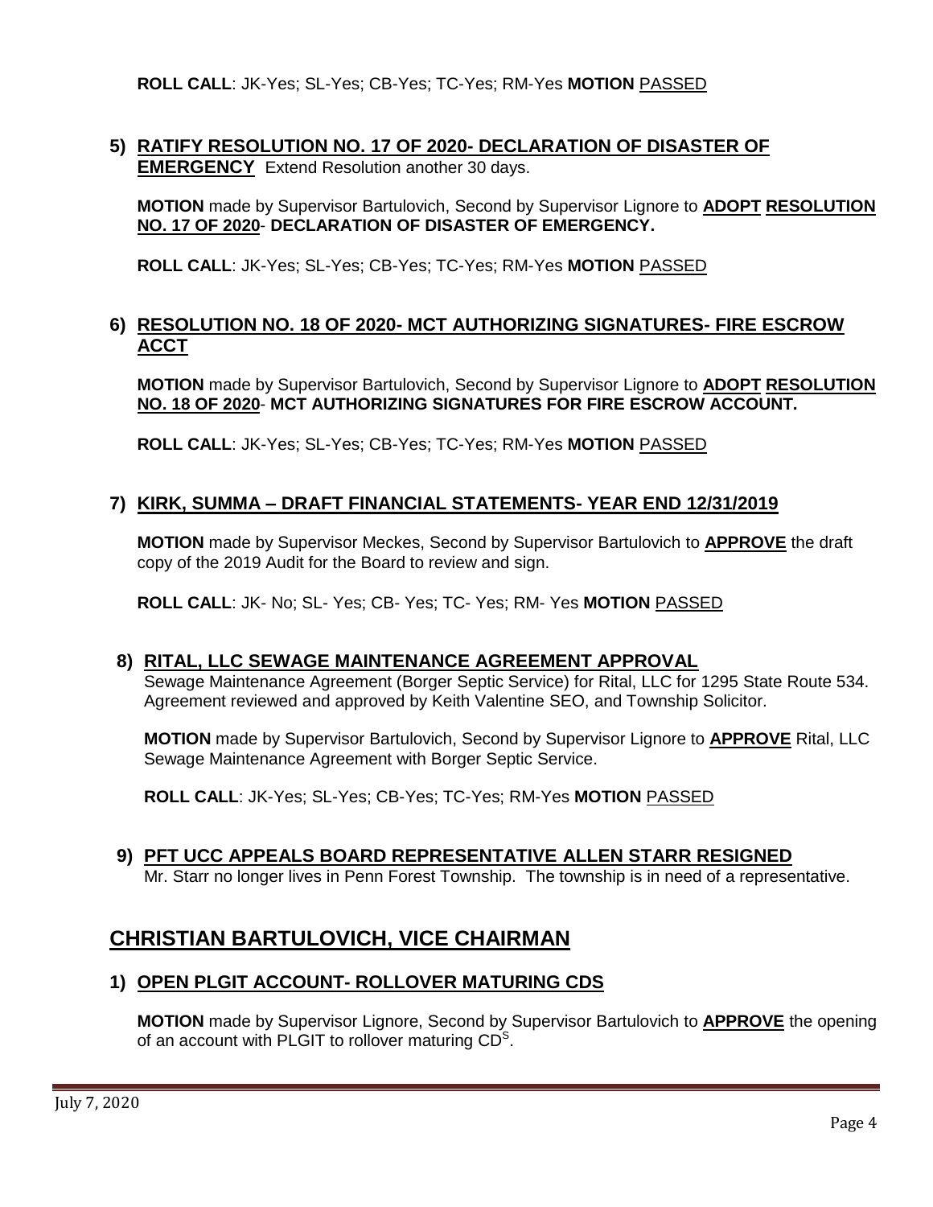**ROLL CALL**: JK-Yes; SL-Yes; CB-Yes; TC-Yes; RM-Yes **MOTION** PASSED

### 5) RATIFY RESOLUTION NO. 17 OF 2020- DECLARATION OF DISASTER OF EMERGENCY

Extend Resolution another 30 days.

**MOTION** made by Supervisor Bartulovich, Second by Supervisor Lignore to **ADOPT RESOLUTION NO. 17 OF 2020**- **DECLARATION OF DISASTER OF EMERGENCY.**

**ROLL CALL**: JK-Yes; SL-Yes; CB-Yes; TC-Yes; RM-Yes **MOTION** PASSED

### 6) RESOLUTION NO. 18 OF 2020- MCT AUTHORIZING SIGNATURES- FIRE ESCROW ACCT

**MOTION** made by Supervisor Bartulovich, Second by Supervisor Lignore to **ADOPT RESOLUTION NO. 18 OF 2020**- **MCT AUTHORIZING SIGNATURES FOR FIRE ESCROW ACCOUNT.**

**ROLL CALL**: JK-Yes; SL-Yes; CB-Yes; TC-Yes; RM-Yes **MOTION** PASSED

### 7) KIRK, SUMMA – DRAFT FINANCIAL STATEMENTS- YEAR END 12/31/2019

**MOTION** made by Supervisor Meckes, Second by Supervisor Bartulovich to **APPROVE** the draft copy of the 2019 Audit for the Board to review and sign.

**ROLL CALL**: JK- No; SL- Yes; CB- Yes; TC- Yes; RM- Yes **MOTION** PASSED

### 8) RITAL, LLC SEWAGE MAINTENANCE AGREEMENT APPROVAL

Sewage Maintenance Agreement (Borger Septic Service) for Rital, LLC for 1295 State Route 534. Agreement reviewed and approved by Keith Valentine SEO, and Township Solicitor.

**MOTION** made by Supervisor Bartulovich, Second by Supervisor Lignore to **APPROVE** Rital, LLC Sewage Maintenance Agreement with Borger Septic Service.

**ROLL CALL**: JK-Yes; SL-Yes; CB-Yes; TC-Yes; RM-Yes **MOTION** PASSED

### 9) PFT UCC APPEALS BOARD REPRESENTATIVE ALLEN STARR RESIGNED

Mr. Starr no longer lives in Penn Forest Township. The township is in need of a representative.

## CHRISTIAN BARTULOVICH, VICE CHAIRMAN

### 1) OPEN PLGIT ACCOUNT- ROLLOVER MATURING CDS

**MOTION** made by Supervisor Lignore, Second by Supervisor Bartulovich to **APPROVE** the opening of an account with PLGIT to rollover maturing CD[S].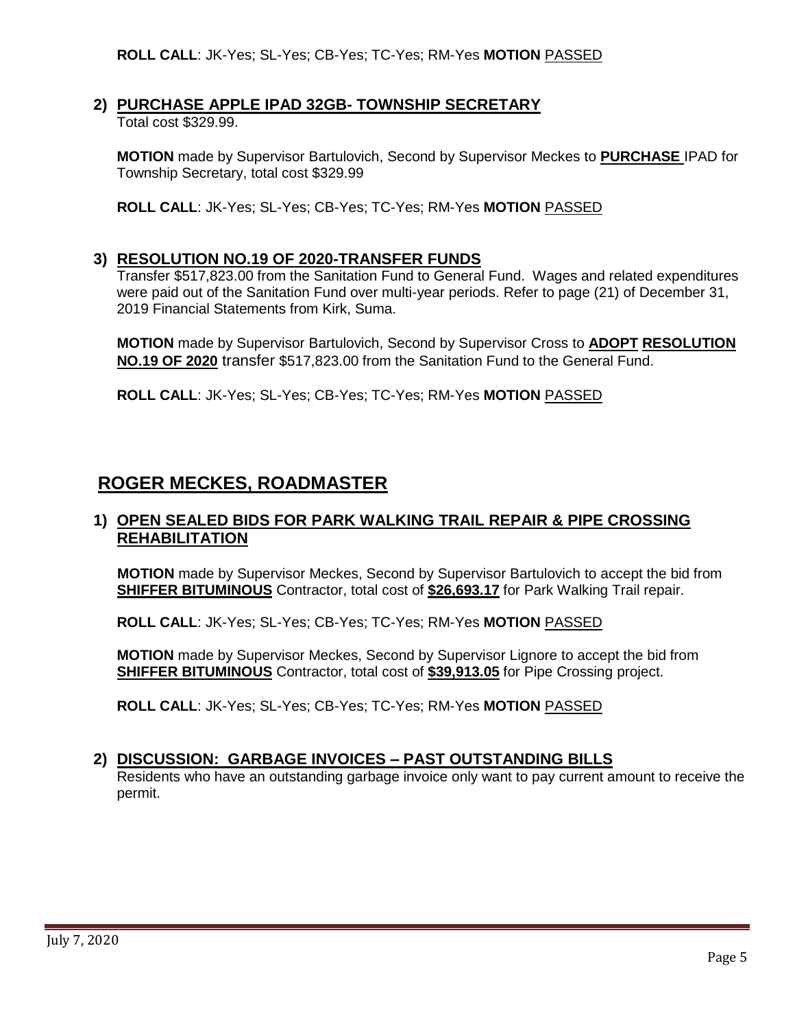**ROLL CALL**: JK-Yes; SL-Yes; CB-Yes; TC-Yes; RM-Yes **MOTION** PASSED

## 2) PURCHASE APPLE IPAD 32GB- TOWNSHIP SECRETARY

Total cost $329.99.

**MOTION** made by Supervisor Bartulovich, Second by Supervisor Meckes to **PURCHASE** IPAD for Township Secretary, total cost $329.99

**ROLL CALL**: JK-Yes; SL-Yes; CB-Yes; TC-Yes; RM-Yes **MOTION** PASSED

## 3) RESOLUTION NO.19 OF 2020-TRANSFER FUNDS

Transfer $517,823.00 from the Sanitation Fund to General Fund. Wages and related expenditures were paid out of the Sanitation Fund over multi-year periods. Refer to page (21) of December 31, 2019 Financial Statements from Kirk, Suma.

**MOTION** made by Supervisor Bartulovich, Second by Supervisor Cross to **ADOPT RESOLUTION NO.19 OF 2020** transfer $517,823.00 from the Sanitation Fund to the General Fund.

**ROLL CALL**: JK-Yes; SL-Yes; CB-Yes; TC-Yes; RM-Yes **MOTION** PASSED

# ROGER MECKES, ROADMASTER

## 1) OPEN SEALED BIDS FOR PARK WALKING TRAIL REPAIR & PIPE CROSSING REHABILITATION

**MOTION** made by Supervisor Meckes, Second by Supervisor Bartulovich to accept the bid from **SHIFFER BITUMINOUS** Contractor, total cost of **$26,693.17** for Park Walking Trail repair.

**ROLL CALL**: JK-Yes; SL-Yes; CB-Yes; TC-Yes; RM-Yes **MOTION** PASSED

**MOTION** made by Supervisor Meckes, Second by Supervisor Lignore to accept the bid from **SHIFFER BITUMINOUS** Contractor, total cost of **$39,913.05** for Pipe Crossing project.

**ROLL CALL**: JK-Yes; SL-Yes; CB-Yes; TC-Yes; RM-Yes **MOTION** PASSED

## 2) DISCUSSION: GARBAGE INVOICES – PAST OUTSTANDING BILLS

Residents who have an outstanding garbage invoice only want to pay current amount to receive the permit.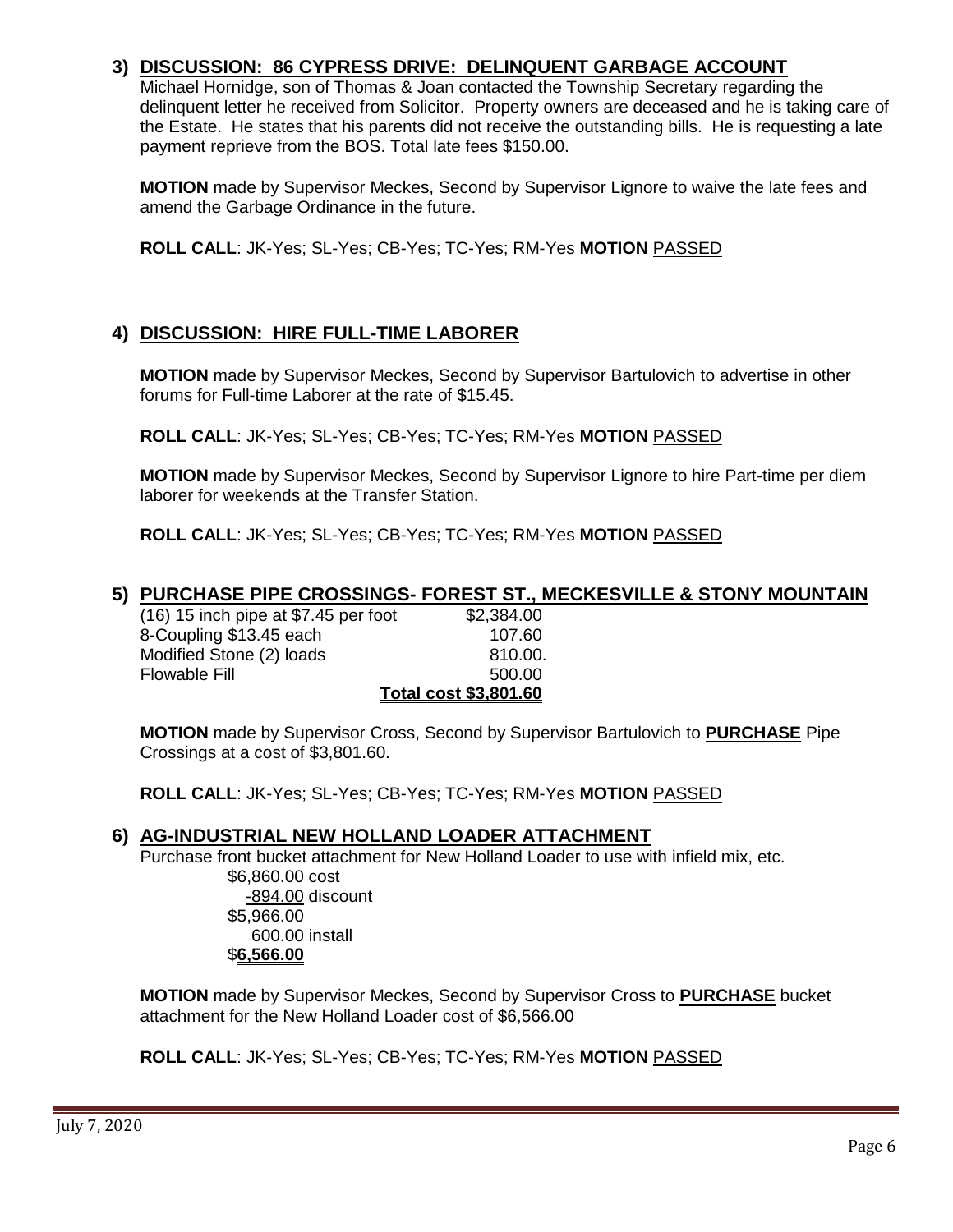## 3) DISCUSSION: 86 CYPRESS DRIVE: DELINQUENT GARBAGE ACCOUNT

Michael Hornidge, son of Thomas & Joan contacted the Township Secretary regarding the delinquent letter he received from Solicitor. Property owners are deceased and he is taking care of the Estate. He states that his parents did not receive the outstanding bills. He is requesting a late payment reprieve from the BOS. Total late fees $150.00.

**MOTION** made by Supervisor Meckes, Second by Supervisor Lignore to waive the late fees and amend the Garbage Ordinance in the future.

**ROLL CALL**: JK-Yes; SL-Yes; CB-Yes; TC-Yes; RM-Yes **MOTION** PASSED

## 4) DISCUSSION: HIRE FULL-TIME LABORER

**MOTION** made by Supervisor Meckes, Second by Supervisor Bartulovich to advertise in other forums for Full-time Laborer at the rate of $15.45.

**ROLL CALL**: JK-Yes; SL-Yes; CB-Yes; TC-Yes; RM-Yes **MOTION** PASSED

**MOTION** made by Supervisor Meckes, Second by Supervisor Lignore to hire Part-time per diem laborer for weekends at the Transfer Station.

**ROLL CALL**: JK-Yes; SL-Yes; CB-Yes; TC-Yes; RM-Yes **MOTION** PASSED

## 5) PURCHASE PIPE CROSSINGS- FOREST ST., MECKESVILLE & STONY MOUNTAIN

| | |
|---|---|
| (16) 15 inch pipe at $7.45 per foot | $2,384.00 |
| 8-Coupling $13.45 each | 107.60 |
| Modified Stone (2) loads | 810.00. |
| Flowable Fill | 500.00 |
| | **Total cost $3,801.60** |

**MOTION** made by Supervisor Cross, Second by Supervisor Bartulovich to **PURCHASE** Pipe Crossings at a cost of $3,801.60.

**ROLL CALL**: JK-Yes; SL-Yes; CB-Yes; TC-Yes; RM-Yes **MOTION** PASSED

## 6) AG-INDUSTRIAL NEW HOLLAND LOADER ATTACHMENT

Purchase front bucket attachment for New Holland Loader to use with infield mix, etc.

$6,860.00 cost
-894.00 discount
$5,966.00
600.00 install
$**6,566.00**

**MOTION** made by Supervisor Meckes, Second by Supervisor Cross to **PURCHASE** bucket attachment for the New Holland Loader cost of $6,566.00

**ROLL CALL**: JK-Yes; SL-Yes; CB-Yes; TC-Yes; RM-Yes **MOTION** PASSED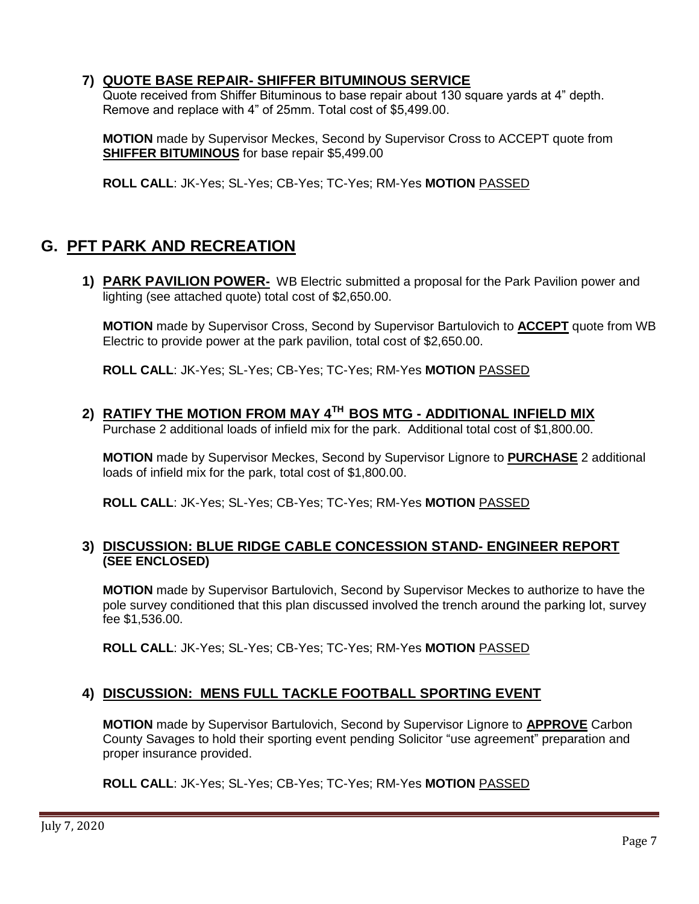### 7) QUOTE BASE REPAIR- SHIFFER BITUMINOUS SERVICE

Quote received from Shiffer Bituminous to base repair about 130 square yards at 4" depth. Remove and replace with 4" of 25mm. Total cost of $5,499.00.

**MOTION** made by Supervisor Meckes, Second by Supervisor Cross to ACCEPT quote from **SHIFFER BITUMINOUS** for base repair $5,499.00

**ROLL CALL**: JK-Yes; SL-Yes; CB-Yes; TC-Yes; RM-Yes **MOTION** PASSED

## G. PFT PARK AND RECREATION

**1) PARK PAVILION POWER-** WB Electric submitted a proposal for the Park Pavilion power and lighting (see attached quote) total cost of $2,650.00.

**MOTION** made by Supervisor Cross, Second by Supervisor Bartulovich to **ACCEPT** quote from WB Electric to provide power at the park pavilion, total cost of $2,650.00.

**ROLL CALL**: JK-Yes; SL-Yes; CB-Yes; TC-Yes; RM-Yes **MOTION** PASSED

### 2) RATIFY THE MOTION FROM MAY 4TH BOS MTG - ADDITIONAL INFIELD MIX

Purchase 2 additional loads of infield mix for the park. Additional total cost of $1,800.00.

**MOTION** made by Supervisor Meckes, Second by Supervisor Lignore to **PURCHASE** 2 additional loads of infield mix for the park, total cost of $1,800.00.

**ROLL CALL**: JK-Yes; SL-Yes; CB-Yes; TC-Yes; RM-Yes **MOTION** PASSED

### 3) DISCUSSION: BLUE RIDGE CABLE CONCESSION STAND- ENGINEER REPORT (SEE ENCLOSED)

**MOTION** made by Supervisor Bartulovich, Second by Supervisor Meckes to authorize to have the pole survey conditioned that this plan discussed involved the trench around the parking lot, survey fee $1,536.00.

**ROLL CALL**: JK-Yes; SL-Yes; CB-Yes; TC-Yes; RM-Yes **MOTION** PASSED

### 4) DISCUSSION: MENS FULL TACKLE FOOTBALL SPORTING EVENT

**MOTION** made by Supervisor Bartulovich, Second by Supervisor Lignore to **APPROVE** Carbon County Savages to hold their sporting event pending Solicitor "use agreement" preparation and proper insurance provided.

**ROLL CALL**: JK-Yes; SL-Yes; CB-Yes; TC-Yes; RM-Yes **MOTION** PASSED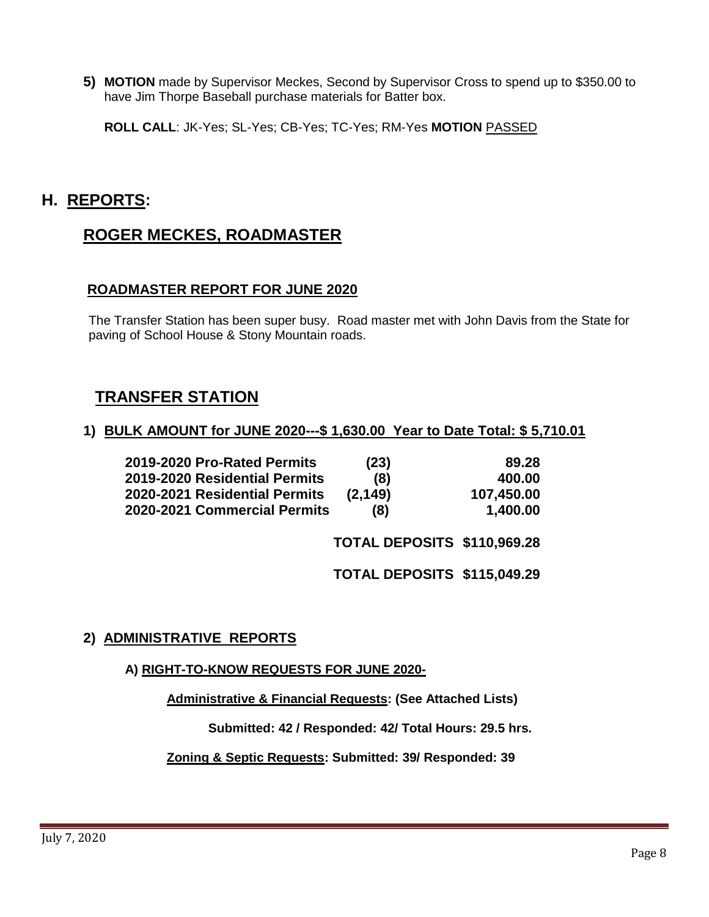**5) MOTION** made by Supervisor Meckes, Second by Supervisor Cross to spend up to $350.00 to have Jim Thorpe Baseball purchase materials for Batter box.

**ROLL CALL**: JK-Yes; SL-Yes; CB-Yes; TC-Yes; RM-Yes **MOTION** PASSED

# H. REPORTS:

## ROGER MECKES, ROADMASTER

### ROADMASTER REPORT FOR JUNE 2020

The Transfer Station has been super busy. Road master met with John Davis from the State for paving of School House & Stony Mountain roads.

## TRANSFER STATION

**1) BULK AMOUNT for JUNE 2020---$ 1,630.00 Year to Date Total: $ 5,710.01**

| | | |
|---|---|---|
| **2019-2020 Pro-Rated Permits** | **(23)** | **89.28** |
| **2019-2020 Residential Permits** | **(8)** | **400.00** |
| **2020-2021 Residential Permits** | **(2,149)** | **107,450.00** |
| **2020-2021 Commercial Permits** | **(8)** | **1,400.00** |

**TOTAL DEPOSITS $110,969.28**

**TOTAL DEPOSITS $115,049.29**

**2) ADMINISTRATIVE REPORTS**

**A) RIGHT-TO-KNOW REQUESTS FOR JUNE 2020-**

**Administrative & Financial Requests: (See Attached Lists)**

**Submitted: 42 / Responded: 42/ Total Hours: 29.5 hrs.**

**Zoning & Septic Requests: Submitted: 39/ Responded: 39**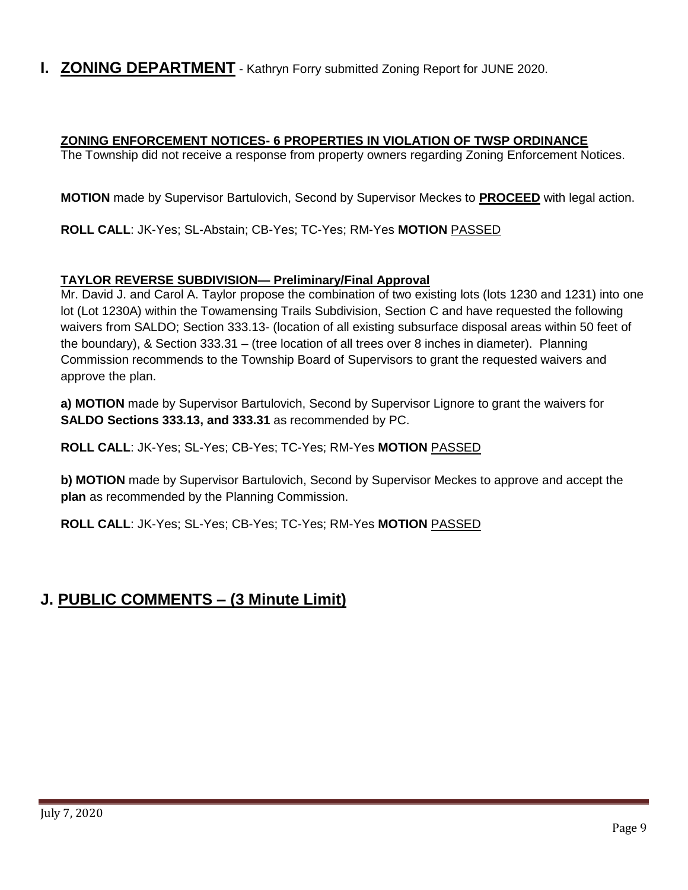## I. <u>ZONING DEPARTMENT</u> - Kathryn Forry submitted Zoning Report for JUNE 2020.

**<u>ZONING ENFORCEMENT NOTICES- 6 PROPERTIES IN VIOLATION OF TWSP ORDINANCE</u>**

The Township did not receive a response from property owners regarding Zoning Enforcement Notices.

**MOTION** made by Supervisor Bartulovich, Second by Supervisor Meckes to **<u>PROCEED</u>** with legal action.

**ROLL CALL**: JK-Yes; SL-Abstain; CB-Yes; TC-Yes; RM-Yes **MOTION** <u>PASSED</u>

**<u>TAYLOR REVERSE SUBDIVISION— Preliminary/Final Approval</u>**

Mr. David J. and Carol A. Taylor propose the combination of two existing lots (lots 1230 and 1231) into one lot (Lot 1230A) within the Towamensing Trails Subdivision, Section C and have requested the following waivers from SALDO; Section 333.13- (location of all existing subsurface disposal areas within 50 feet of the boundary), & Section 333.31 – (tree location of all trees over 8 inches in diameter). Planning Commission recommends to the Township Board of Supervisors to grant the requested waivers and approve the plan.

**a) MOTION** made by Supervisor Bartulovich, Second by Supervisor Lignore to grant the waivers for **SALDO Sections 333.13, and 333.31** as recommended by PC.

**ROLL CALL**: JK-Yes; SL-Yes; CB-Yes; TC-Yes; RM-Yes **MOTION** <u>PASSED</u>

**b) MOTION** made by Supervisor Bartulovich, Second by Supervisor Meckes to approve and accept the **plan** as recommended by the Planning Commission.

**ROLL CALL**: JK-Yes; SL-Yes; CB-Yes; TC-Yes; RM-Yes **MOTION** <u>PASSED</u>

## J. <u>PUBLIC COMMENTS – (3 Minute Limit)</u>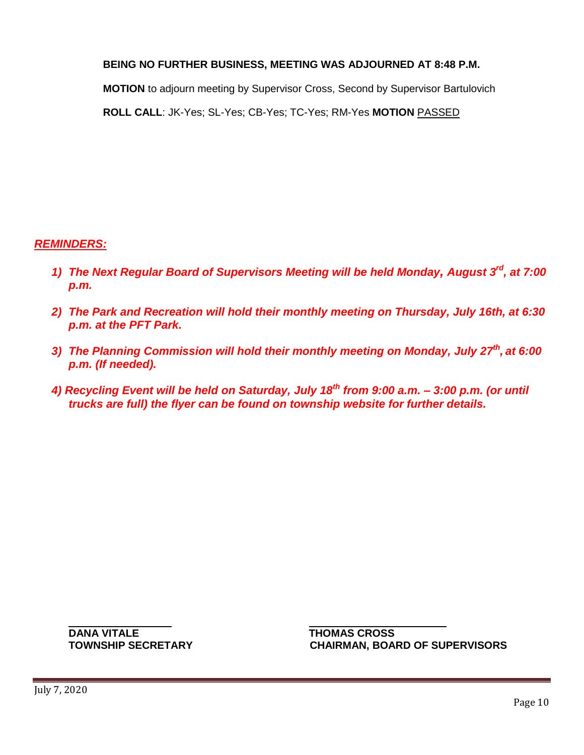**BEING NO FURTHER BUSINESS, MEETING WAS ADJOURNED AT 8:48 P.M.**

**MOTION** to adjourn meeting by Supervisor Cross, Second by Supervisor Bartulovich

**ROLL CALL**: JK-Yes; SL-Yes; CB-Yes; TC-Yes; RM-Yes **MOTION** PASSED

***REMINDERS:***

1) ***The Next Regular Board of Supervisors Meeting will be held Monday, August 3rd, at 7:00 p.m.***
2) ***The Park and Recreation will hold their monthly meeting on Thursday, July 16th, at 6:30 p.m. at the PFT Park.***
3) ***The Planning Commission will hold their monthly meeting on Monday, July 27th, at 6:00 p.m. (If needed).***
4) ***Recycling Event will be held on Saturday, July 18th from 9:00 a.m. – 3:00 p.m. (or until trucks are full) the flyer can be found on township website for further details.***

| | |
|---|---|
| **DANA VITALE** | **THOMAS CROSS** |
| **TOWNSHIP SECRETARY** | **CHAIRMAN, BOARD OF SUPERVISORS** |

July 7, 2020